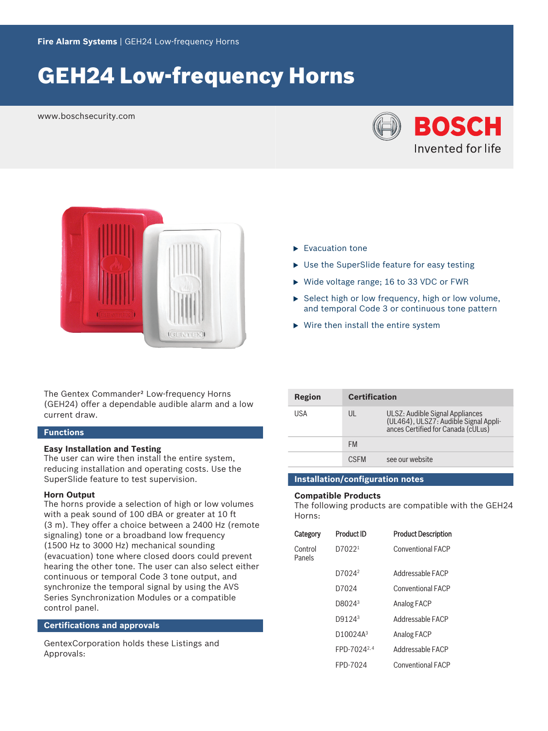Fire Alarm Systems | GEH24 Low-frequency Horns

# GEH24 Low-frequency Horns

www.boschsecurity.com

BOSCH Invented for life

- ▶ Evacuation tone
- ▶ Use the SuperSlide feature for easy testing
- ▶ Wide voltage range; 16 to 33 VDC or FWR
- ▶ Select high or low frequency, high or low volume, and temporal Code 3 or continuous tone pattern
- ▶ Wire then install the entire system

The Gentex Commander² Low-frequency Horns (GEH24) offer a dependable audible alarm and a low current draw.

## Functions

### Easy Installation and Testing

The user can wire then install the entire system, reducing installation and operating costs. Use the SuperSlide feature to test supervision.

### Horn Output

The horns provide a selection of high or low volumes with a peak sound of 100 dBA or greater at 10 ft (3 m). They offer a choice between a 2400 Hz (remote signaling) tone or a broadband low frequency (1500 Hz to 3000 Hz) mechanical sounding (evacuation) tone where closed doors could prevent hearing the other tone. The user can also select either continuous or temporal Code 3 tone output, and synchronize the temporal signal by using the AVS Series Synchronization Modules or a compatible control panel.

## Certifications and approvals

GentexCorporation holds these Listings and Approvals:

| Region | Certification | |
|---|---|---|
| USA | UL | ULSZ: Audible Signal Appliances (UL464), ULSZ7: Audible Signal Appliances Certified for Canada (cULus) |
| | FM | |
| | CSFM | see our website |

## Installation/configuration notes

### Compatible Products

The following products are compatible with the GEH24 Horns:

| Category | Product ID | Product Description |
|---|---|---|
| Control Panels | D7022[1] | Conventional FACP |
| | D7024[2] | Addressable FACP |
| | D7024 | Conventional FACP |
| | D8024[3] | Analog FACP |
| | D9124[3] | Addressable FACP |
| | D10024A[3] | Analog FACP |
| | FPD-7024[2, 4] | Addressable FACP |
| | FPD-7024 | Conventional FACP |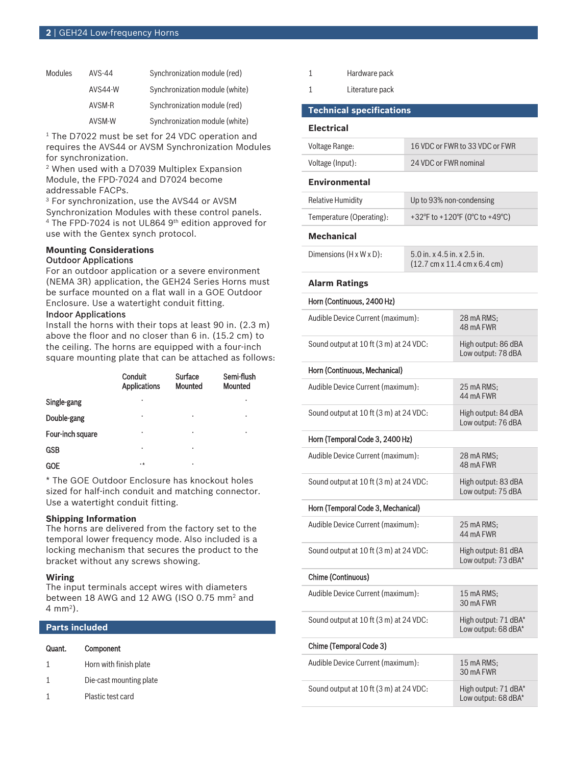| Modules | AVS-44 | Synchronization module (red) |
|---|---|---|
| | AVS44-W | Synchronization module (white) |
| | AVSM-R | Synchronization module (red) |
| | AVSM-W | Synchronization module (white) |

[1] The D7022 must be set for 24 VDC operation and requires the AVS44 or AVSM Synchronization Modules for synchronization.
[2] When used with a D7039 Multiplex Expansion Module, the FPD-7024 and D7024 become addressable FACPs.
[3] For synchronization, use the AVS44 or AVSM Synchronization Modules with these control panels.
[4] The FPD-7024 is not UL864 9th edition approved for use with the Gentex synch protocol.

### Mounting Considerations

**Outdoor Applications**

For an outdoor application or a severe environment (NEMA 3R) application, the GEH24 Series Horns must be surface mounted on a flat wall in a GOE Outdoor Enclosure. Use a watertight conduit fitting.

**Indoor Applications**

Install the horns with their tops at least 90 in. (2.3 m) above the floor and no closer than 6 in. (15.2 cm) to the ceiling. The horns are equipped with a four-inch square mounting plate that can be attached as follows:

| | Conduit Applications | Surface Mounted | Semi-flush Mounted |
|---|---|---|---|
| Single-gang | · | | · |
| Double-gang | · | · | · |
| Four-inch square | · | · | · |
| GSB | · | · | |
| GOE | ·* | · | |

* The GOE Outdoor Enclosure has knockout holes sized for half-inch conduit and matching connector. Use a watertight conduit fitting.

### Shipping Information

The horns are delivered from the factory set to the temporal lower frequency mode. Also included is a locking mechanism that secures the product to the bracket without any screws showing.

### Wiring

The input terminals accept wires with diameters between 18 AWG and 12 AWG (ISO 0.75 $mm^2$ and 4 $mm^2$).

## Parts included

| Quant. | Component |
|---|---|
| 1 | Horn with finish plate |
| 1 | Die-cast mounting plate |
| 1 | Plastic test card |
| 1 | Hardware pack |
| 1 | Literature pack |

## Technical specifications

### Electrical

| | |
|---|---|
| Voltage Range: | 16 VDC or FWR to 33 VDC or FWR |
| Voltage (Input): | 24 VDC or FWR nominal |

### Environmental

| | |
|---|---|
| Relative Humidity | Up to 93% non-condensing |
| Temperature (Operating): | +32°F to +120°F (0°C to +49°C) |

### Mechanical

| | |
|---|---|
| Dimensions (H x W x D): | 5.0 in. x 4.5 in. x 2.5 in. (12.7 cm x 11.4 cm x 6.4 cm) |

### Alarm Ratings

| | |
|---|---|
| **Horn (Continuous, 2400 Hz)** | |
| Audible Device Current (maximum): | 28 mA RMS; 48 mA FWR |
| Sound output at 10 ft (3 m) at 24 VDC: | High output: 86 dBA<br>Low output: 78 dBA |
| **Horn (Continuous, Mechanical)** | |
| Audible Device Current (maximum): | 25 mA RMS; 44 mA FWR |
| Sound output at 10 ft (3 m) at 24 VDC: | High output: 84 dBA<br>Low output: 76 dBA |
| **Horn (Temporal Code 3, 2400 Hz)** | |
| Audible Device Current (maximum): | 28 mA RMS; 48 mA FWR |
| Sound output at 10 ft (3 m) at 24 VDC: | High output: 83 dBA<br>Low output: 75 dBA |
| **Horn (Temporal Code 3, Mechanical)** | |
| Audible Device Current (maximum): | 25 mA RMS; 44 mA FWR |
| Sound output at 10 ft (3 m) at 24 VDC: | High output: 81 dBA<br>Low output: 73 dBA* |
| **Chime (Continuous)** | |
| Audible Device Current (maximum): | 15 mA RMS; 30 mA FWR |
| Sound output at 10 ft (3 m) at 24 VDC: | High output: 71 dBA*<br>Low output: 68 dBA* |
| **Chime (Temporal Code 3)** | |
| Audible Device Current (maximum): | 15 mA RMS; 30 mA FWR |
| Sound output at 10 ft (3 m) at 24 VDC: | High output: 71 dBA*<br>Low output: 68 dBA* |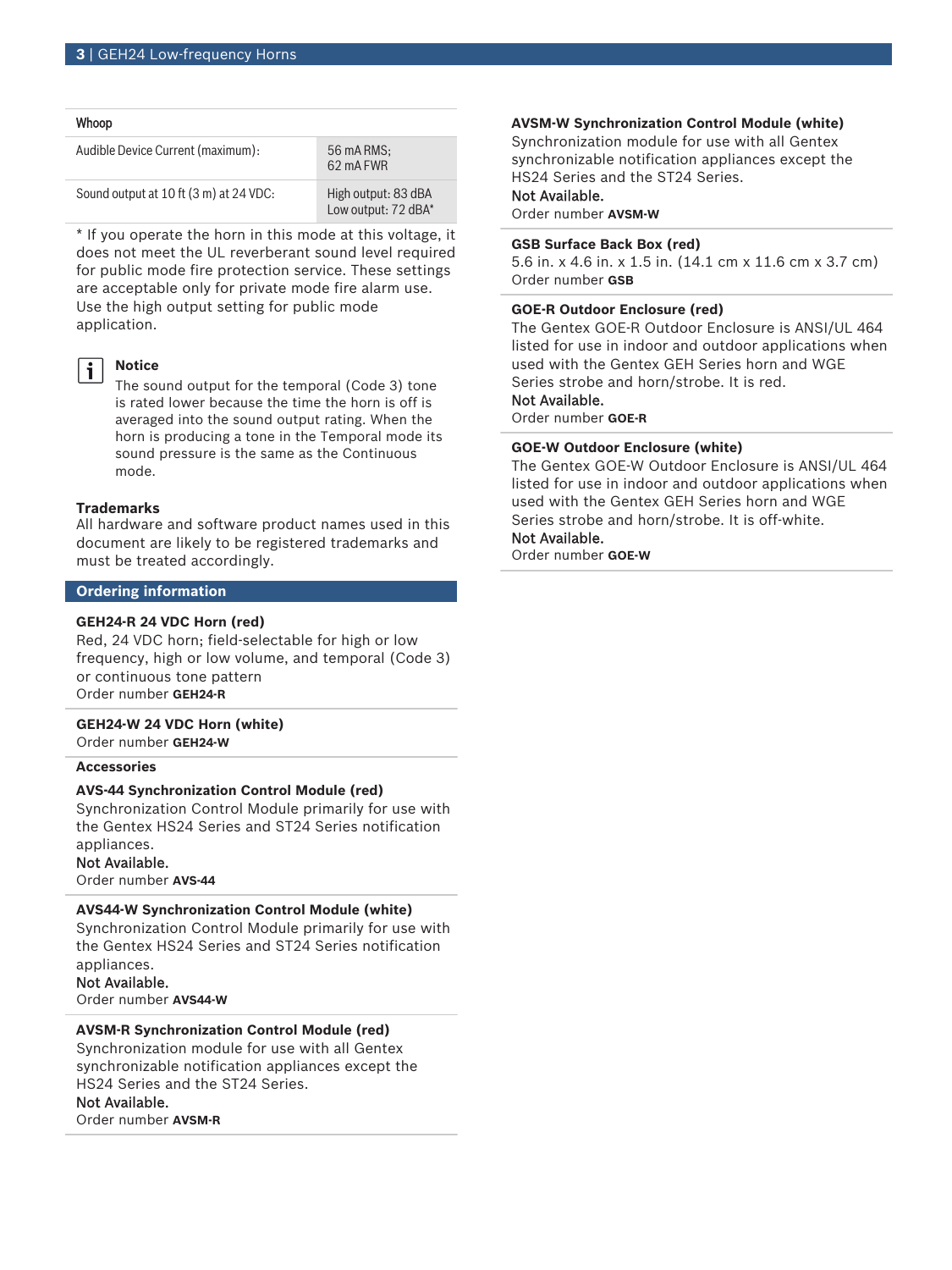| Whoop | |
|---|---|
| Audible Device Current (maximum): | 56 mA RMS; 62 mA FWR |
| Sound output at 10 ft (3 m) at 24 VDC: | High output: 83 dBA Low output: 72 dBA* |

* If you operate the horn in this mode at this voltage, it does not meet the UL reverberant sound level required for public mode fire protection service. These settings are acceptable only for private mode fire alarm use. Use the high output setting for public mode application.

**Notice**

The sound output for the temporal (Code 3) tone is rated lower because the time the horn is off is averaged into the sound output rating. When the horn is producing a tone in the Temporal mode its sound pressure is the same as the Continuous mode.

**Trademarks**

All hardware and software product names used in this document are likely to be registered trademarks and must be treated accordingly.

## Ordering information

**GEH24-R 24 VDC Horn (red)**
Red, 24 VDC horn; field-selectable for high or low frequency, high or low volume, and temporal (Code 3) or continuous tone pattern
Order number **GEH24-R**

**GEH24-W 24 VDC Horn (white)**
Order number **GEH24-W**

### Accessories

**AVS-44 Synchronization Control Module (red)**
Synchronization Control Module primarily for use with the Gentex HS24 Series and ST24 Series notification appliances.
Not Available.
Order number **AVS-44**

**AVS44-W Synchronization Control Module (white)**
Synchronization Control Module primarily for use with the Gentex HS24 Series and ST24 Series notification appliances.
Not Available.
Order number **AVS44-W**

**AVSM-R Synchronization Control Module (red)**
Synchronization module for use with all Gentex synchronizable notification appliances except the HS24 Series and the ST24 Series.
Not Available.
Order number **AVSM-R**

**AVSM-W Synchronization Control Module (white)**
Synchronization module for use with all Gentex synchronizable notification appliances except the HS24 Series and the ST24 Series.
Not Available.
Order number **AVSM-W**

**GSB Surface Back Box (red)**
5.6 in. x 4.6 in. x 1.5 in. (14.1 cm x 11.6 cm x 3.7 cm)
Order number **GSB**

**GOE-R Outdoor Enclosure (red)**
The Gentex GOE-R Outdoor Enclosure is ANSI/UL 464 listed for use in indoor and outdoor applications when used with the Gentex GEH Series horn and WGE Series strobe and horn/strobe. It is red.
Not Available.
Order number **GOE-R**

**GOE-W Outdoor Enclosure (white)**
The Gentex GOE-W Outdoor Enclosure is ANSI/UL 464 listed for use in indoor and outdoor applications when used with the Gentex GEH Series horn and WGE Series strobe and horn/strobe. It is off-white.
Not Available.
Order number **GOE-W**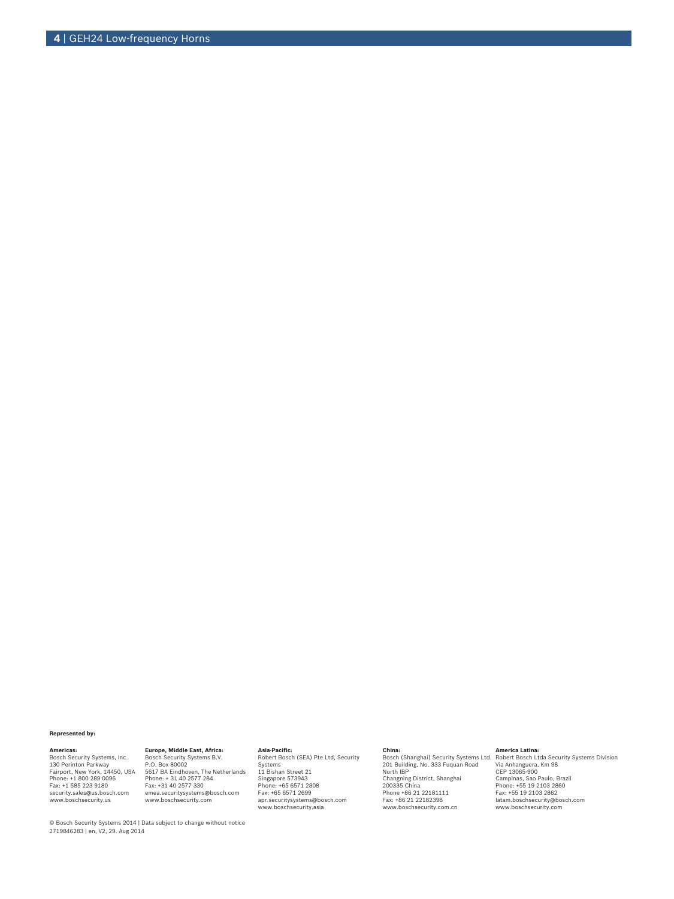**Represented by:**

**Americas:**
Bosch Security Systems, Inc.
130 Perinton Parkway
Fairport, New York, 14450, USA
Phone: +1 800 289 0096
Fax: +1 585 223 9180
security.sales@us.bosch.com
www.boschsecurity.us

**Europe, Middle East, Africa:**
Bosch Security Systems B.V.
P.O. Box 80002
5617 BA Eindhoven, The Netherlands
Phone: + 31 40 2577 284
Fax: +31 40 2577 330
emea.securitysystems@bosch.com
www.boschsecurity.com

**Asia-Pacific:**
Robert Bosch (SEA) Pte Ltd, Security Systems
11 Bishan Street 21
Singapore 573943
Phone: +65 6571 2808
Fax: +65 6571 2699
apr.securitysystems@bosch.com
www.boschsecurity.asia

**China:**
Bosch (Shanghai) Security Systems Ltd.
201 Building, No. 333 Fuquan Road
North IBP
Changning District, Shanghai
200335 China
Phone +86 21 22181111
Fax: +86 21 22182398
www.boschsecurity.com.cn

**America Latina:**
Robert Bosch Ltda Security Systems Division
Via Anhanguera, Km 98
CEP 13065-900
Campinas, Sao Paulo, Brazil
Phone: +55 19 2103 2860
Fax: +55 19 2103 2862
latam.boschsecurity@bosch.com
www.boschsecurity.com

© Bosch Security Systems 2014 | Data subject to change without notice
2719846283 | en, V2, 29. Aug 2014